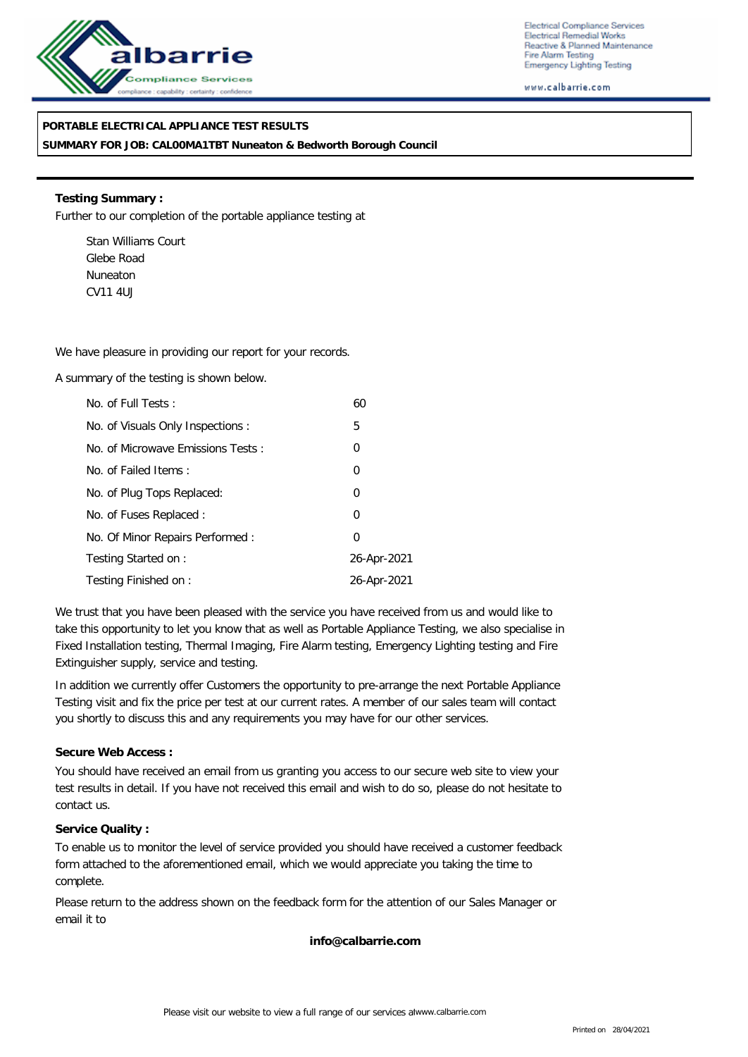Electrical Compliance Services
Electrical Remedial Works
Reactive & Planned Maintenance
Fire Alarm Testing
Emergency Lighting Testing

www.calbarrie.com

**PORTABLE ELECTRICAL APPLIANCE TEST RESULTS**

**SUMMARY FOR JOB: CAL00MA1TBT Nuneaton & Bedworth Borough Council**

**Testing Summary :**

Further to our completion of the portable appliance testing at

Stan Williams Court
Glebe Road
Nuneaton
CV11 4UJ

We have pleasure in providing our report for your records.

A summary of the testing is shown below.

| | |
|---|---|
| No. of Full Tests : | 60 |
| No. of Visuals Only Inspections : | 5 |
| No. of Microwave Emissions Tests : | 0 |
| No. of Failed Items : | 0 |
| No. of Plug Tops Replaced: | 0 |
| No. of Fuses Replaced : | 0 |
| No. Of Minor Repairs Performed : | 0 |
| Testing Started on : | 26-Apr-2021 |
| Testing Finished on : | 26-Apr-2021 |

We trust that you have been pleased with the service you have received from us and would like to take this opportunity to let you know that as well as Portable Appliance Testing, we also specialise in Fixed Installation testing, Thermal Imaging, Fire Alarm testing, Emergency Lighting testing and Fire Extinguisher supply, service and testing.

In addition we currently offer Customers the opportunity to pre-arrange the next Portable Appliance Testing visit and fix the price per test at our current rates. A member of our sales team will contact you shortly to discuss this and any requirements you may have for our other services.

**Secure Web Access :**

You should have received an email from us granting you access to our secure web site to view your test results in detail. If you have not received this email and wish to do so, please do not hesitate to contact us.

**Service Quality :**

To enable us to monitor the level of service provided you should have received a customer feedback form attached to the aforementioned email, which we would appreciate you taking the time to complete.

Please return to the address shown on the feedback form for the attention of our Sales Manager or email it to

**info@calbarrie.com**

Please visit our website to view a full range of our services atwww.calbarrie.com

Printed on 28/04/2021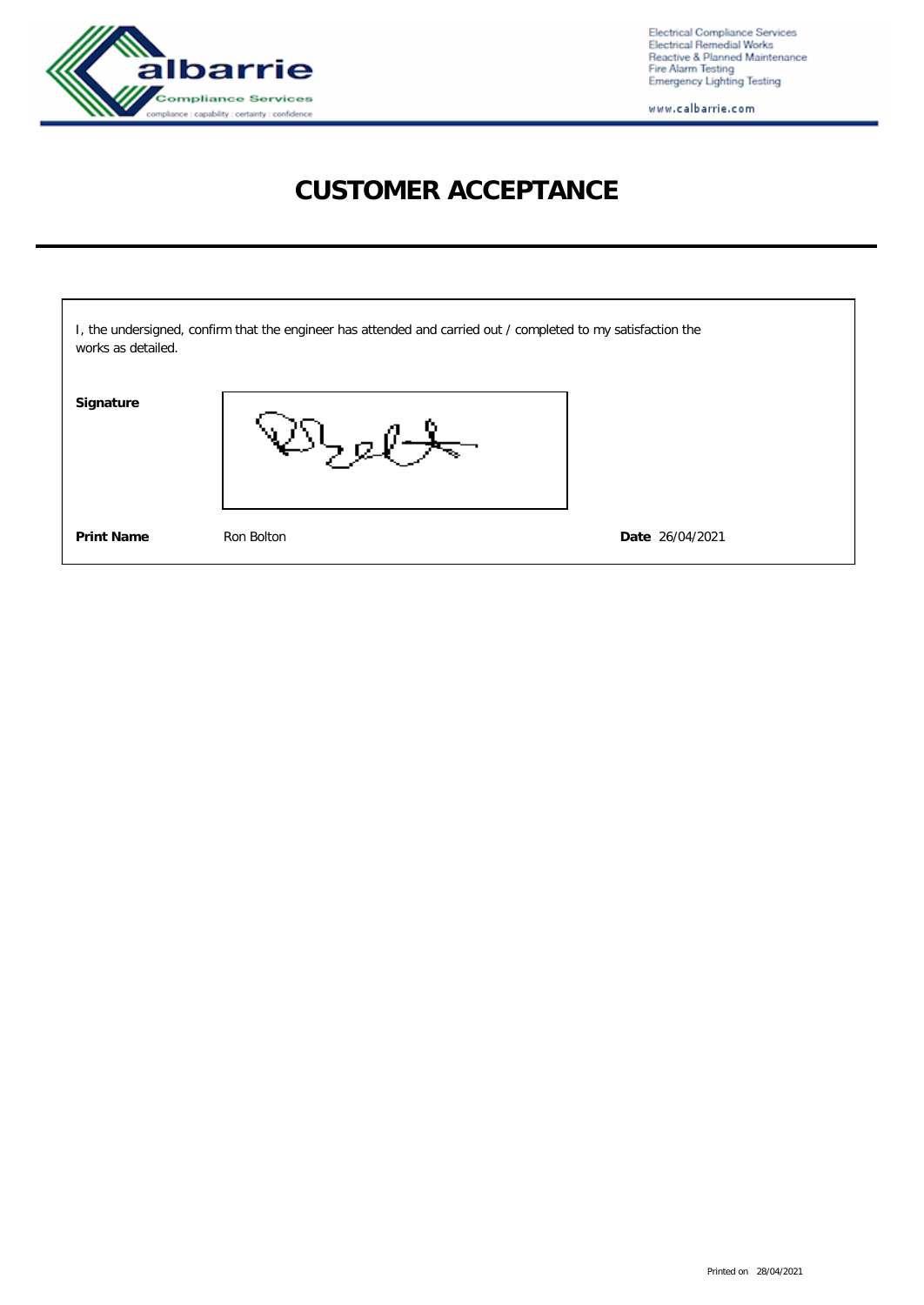# CUSTOMER ACCEPTANCE

I, the undersigned, confirm that the engineer has attended and carried out / completed to my satisfaction the works as detailed.

**Signature**

**Print Name** Ron Bolton

**Date** 26/04/2021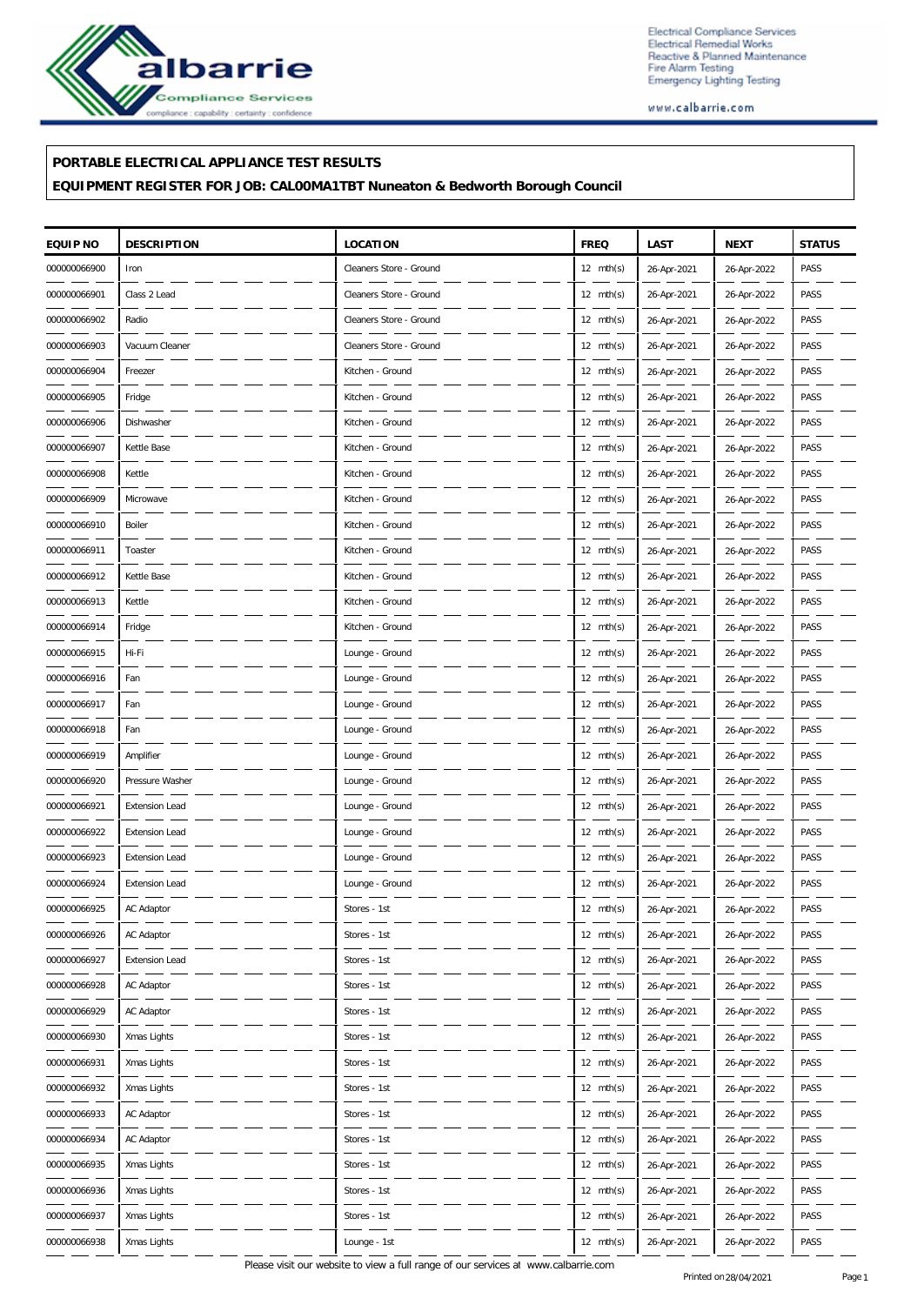**PORTABLE ELECTRICAL APPLIANCE TEST RESULTS**

**EQUIPMENT REGISTER FOR JOB: CAL00MA1TBT Nuneaton & Bedworth Borough Council**

| EQUIP NO | DESCRIPTION | LOCATION | FREQ | LAST | NEXT | STATUS |
|---|---|---|---|---|---|---|
| 000000066900 | Iron | Cleaners Store - Ground | 12 mth(s) | 26-Apr-2021 | 26-Apr-2022 | PASS |
| 000000066901 | Class 2 Lead | Cleaners Store - Ground | 12 mth(s) | 26-Apr-2021 | 26-Apr-2022 | PASS |
| 000000066902 | Radio | Cleaners Store - Ground | 12 mth(s) | 26-Apr-2021 | 26-Apr-2022 | PASS |
| 000000066903 | Vacuum Cleaner | Cleaners Store - Ground | 12 mth(s) | 26-Apr-2021 | 26-Apr-2022 | PASS |
| 000000066904 | Freezer | Kitchen - Ground | 12 mth(s) | 26-Apr-2021 | 26-Apr-2022 | PASS |
| 000000066905 | Fridge | Kitchen - Ground | 12 mth(s) | 26-Apr-2021 | 26-Apr-2022 | PASS |
| 000000066906 | Dishwasher | Kitchen - Ground | 12 mth(s) | 26-Apr-2021 | 26-Apr-2022 | PASS |
| 000000066907 | Kettle Base | Kitchen - Ground | 12 mth(s) | 26-Apr-2021 | 26-Apr-2022 | PASS |
| 000000066908 | Kettle | Kitchen - Ground | 12 mth(s) | 26-Apr-2021 | 26-Apr-2022 | PASS |
| 000000066909 | Microwave | Kitchen - Ground | 12 mth(s) | 26-Apr-2021 | 26-Apr-2022 | PASS |
| 000000066910 | Boiler | Kitchen - Ground | 12 mth(s) | 26-Apr-2021 | 26-Apr-2022 | PASS |
| 000000066911 | Toaster | Kitchen - Ground | 12 mth(s) | 26-Apr-2021 | 26-Apr-2022 | PASS |
| 000000066912 | Kettle Base | Kitchen - Ground | 12 mth(s) | 26-Apr-2021 | 26-Apr-2022 | PASS |
| 000000066913 | Kettle | Kitchen - Ground | 12 mth(s) | 26-Apr-2021 | 26-Apr-2022 | PASS |
| 000000066914 | Fridge | Kitchen - Ground | 12 mth(s) | 26-Apr-2021 | 26-Apr-2022 | PASS |
| 000000066915 | Hi-Fi | Lounge - Ground | 12 mth(s) | 26-Apr-2021 | 26-Apr-2022 | PASS |
| 000000066916 | Fan | Lounge - Ground | 12 mth(s) | 26-Apr-2021 | 26-Apr-2022 | PASS |
| 000000066917 | Fan | Lounge - Ground | 12 mth(s) | 26-Apr-2021 | 26-Apr-2022 | PASS |
| 000000066918 | Fan | Lounge - Ground | 12 mth(s) | 26-Apr-2021 | 26-Apr-2022 | PASS |
| 000000066919 | Amplifier | Lounge - Ground | 12 mth(s) | 26-Apr-2021 | 26-Apr-2022 | PASS |
| 000000066920 | Pressure Washer | Lounge - Ground | 12 mth(s) | 26-Apr-2021 | 26-Apr-2022 | PASS |
| 000000066921 | Extension Lead | Lounge - Ground | 12 mth(s) | 26-Apr-2021 | 26-Apr-2022 | PASS |
| 000000066922 | Extension Lead | Lounge - Ground | 12 mth(s) | 26-Apr-2021 | 26-Apr-2022 | PASS |
| 000000066923 | Extension Lead | Lounge - Ground | 12 mth(s) | 26-Apr-2021 | 26-Apr-2022 | PASS |
| 000000066924 | Extension Lead | Lounge - Ground | 12 mth(s) | 26-Apr-2021 | 26-Apr-2022 | PASS |
| 000000066925 | AC Adaptor | Stores - 1st | 12 mth(s) | 26-Apr-2021 | 26-Apr-2022 | PASS |
| 000000066926 | AC Adaptor | Stores - 1st | 12 mth(s) | 26-Apr-2021 | 26-Apr-2022 | PASS |
| 000000066927 | Extension Lead | Stores - 1st | 12 mth(s) | 26-Apr-2021 | 26-Apr-2022 | PASS |
| 000000066928 | AC Adaptor | Stores - 1st | 12 mth(s) | 26-Apr-2021 | 26-Apr-2022 | PASS |
| 000000066929 | AC Adaptor | Stores - 1st | 12 mth(s) | 26-Apr-2021 | 26-Apr-2022 | PASS |
| 000000066930 | Xmas Lights | Stores - 1st | 12 mth(s) | 26-Apr-2021 | 26-Apr-2022 | PASS |
| 000000066931 | Xmas Lights | Stores - 1st | 12 mth(s) | 26-Apr-2021 | 26-Apr-2022 | PASS |
| 000000066932 | Xmas Lights | Stores - 1st | 12 mth(s) | 26-Apr-2021 | 26-Apr-2022 | PASS |
| 000000066933 | AC Adaptor | Stores - 1st | 12 mth(s) | 26-Apr-2021 | 26-Apr-2022 | PASS |
| 000000066934 | AC Adaptor | Stores - 1st | 12 mth(s) | 26-Apr-2021 | 26-Apr-2022 | PASS |
| 000000066935 | Xmas Lights | Stores - 1st | 12 mth(s) | 26-Apr-2021 | 26-Apr-2022 | PASS |
| 000000066936 | Xmas Lights | Stores - 1st | 12 mth(s) | 26-Apr-2021 | 26-Apr-2022 | PASS |
| 000000066937 | Xmas Lights | Stores - 1st | 12 mth(s) | 26-Apr-2021 | 26-Apr-2022 | PASS |
| 000000066938 | Xmas Lights | Lounge - 1st | 12 mth(s) | 26-Apr-2021 | 26-Apr-2022 | PASS |

Please visit our website to view a full range of our services at www.calbarrie.com

Printed on 28/04/2021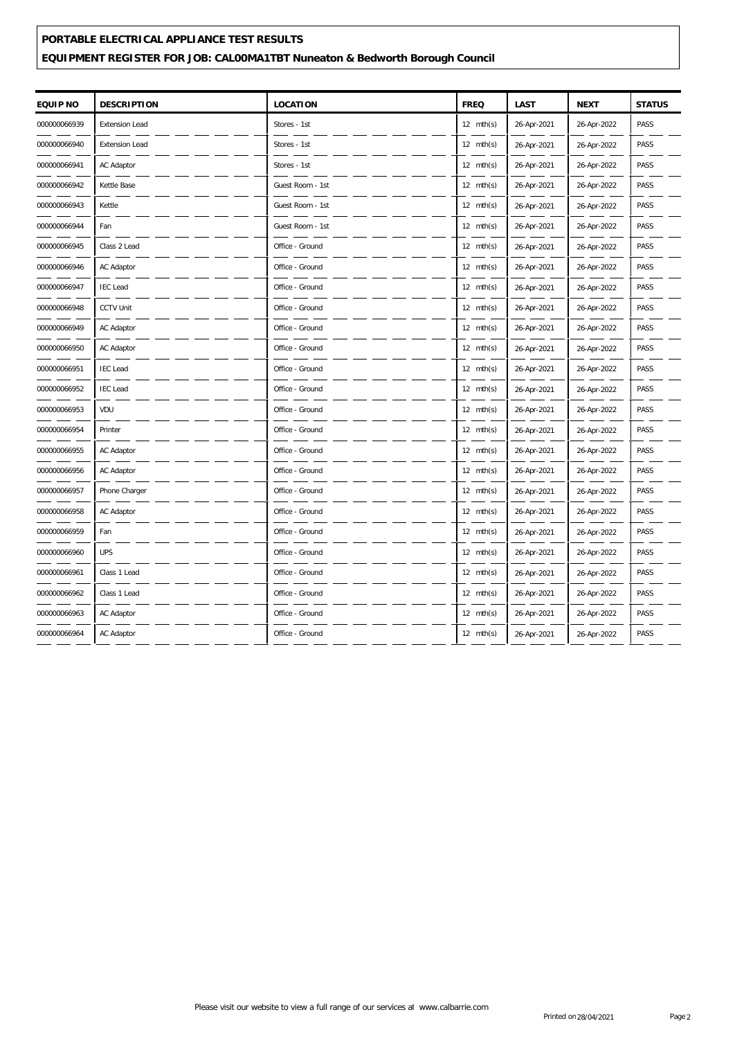**PORTABLE ELECTRICAL APPLIANCE TEST RESULTS**

**EQUIPMENT REGISTER FOR JOB: CAL00MA1TBT Nuneaton & Bedworth Borough Council**

| EQUIP NO | DESCRIPTION | LOCATION | FREQ | LAST | NEXT | STATUS |
|---|---|---|---|---|---|---|
| 000000066939 | Extension Lead | Stores - 1st | 12 mth(s) | 26-Apr-2021 | 26-Apr-2022 | PASS |
| 000000066940 | Extension Lead | Stores - 1st | 12 mth(s) | 26-Apr-2021 | 26-Apr-2022 | PASS |
| 000000066941 | AC Adaptor | Stores - 1st | 12 mth(s) | 26-Apr-2021 | 26-Apr-2022 | PASS |
| 000000066942 | Kettle Base | Guest Room - 1st | 12 mth(s) | 26-Apr-2021 | 26-Apr-2022 | PASS |
| 000000066943 | Kettle | Guest Room - 1st | 12 mth(s) | 26-Apr-2021 | 26-Apr-2022 | PASS |
| 000000066944 | Fan | Guest Room - 1st | 12 mth(s) | 26-Apr-2021 | 26-Apr-2022 | PASS |
| 000000066945 | Class 2 Lead | Office - Ground | 12 mth(s) | 26-Apr-2021 | 26-Apr-2022 | PASS |
| 000000066946 | AC Adaptor | Office - Ground | 12 mth(s) | 26-Apr-2021 | 26-Apr-2022 | PASS |
| 000000066947 | IEC Lead | Office - Ground | 12 mth(s) | 26-Apr-2021 | 26-Apr-2022 | PASS |
| 000000066948 | CCTV Unit | Office - Ground | 12 mth(s) | 26-Apr-2021 | 26-Apr-2022 | PASS |
| 000000066949 | AC Adaptor | Office - Ground | 12 mth(s) | 26-Apr-2021 | 26-Apr-2022 | PASS |
| 000000066950 | AC Adaptor | Office - Ground | 12 mth(s) | 26-Apr-2021 | 26-Apr-2022 | PASS |
| 000000066951 | IEC Lead | Office - Ground | 12 mth(s) | 26-Apr-2021 | 26-Apr-2022 | PASS |
| 000000066952 | IEC Lead | Office - Ground | 12 mth(s) | 26-Apr-2021 | 26-Apr-2022 | PASS |
| 000000066953 | VDU | Office - Ground | 12 mth(s) | 26-Apr-2021 | 26-Apr-2022 | PASS |
| 000000066954 | Printer | Office - Ground | 12 mth(s) | 26-Apr-2021 | 26-Apr-2022 | PASS |
| 000000066955 | AC Adaptor | Office - Ground | 12 mth(s) | 26-Apr-2021 | 26-Apr-2022 | PASS |
| 000000066956 | AC Adaptor | Office - Ground | 12 mth(s) | 26-Apr-2021 | 26-Apr-2022 | PASS |
| 000000066957 | Phone Charger | Office - Ground | 12 mth(s) | 26-Apr-2021 | 26-Apr-2022 | PASS |
| 000000066958 | AC Adaptor | Office - Ground | 12 mth(s) | 26-Apr-2021 | 26-Apr-2022 | PASS |
| 000000066959 | Fan | Office - Ground | 12 mth(s) | 26-Apr-2021 | 26-Apr-2022 | PASS |
| 000000066960 | UPS | Office - Ground | 12 mth(s) | 26-Apr-2021 | 26-Apr-2022 | PASS |
| 000000066961 | Class 1 Lead | Office - Ground | 12 mth(s) | 26-Apr-2021 | 26-Apr-2022 | PASS |
| 000000066962 | Class 1 Lead | Office - Ground | 12 mth(s) | 26-Apr-2021 | 26-Apr-2022 | PASS |
| 000000066963 | AC Adaptor | Office - Ground | 12 mth(s) | 26-Apr-2021 | 26-Apr-2022 | PASS |
| 000000066964 | AC Adaptor | Office - Ground | 12 mth(s) | 26-Apr-2021 | 26-Apr-2022 | PASS |

Please visit our website to view a full range of our services at www.calbarrie.com

Printed on 28/04/2021